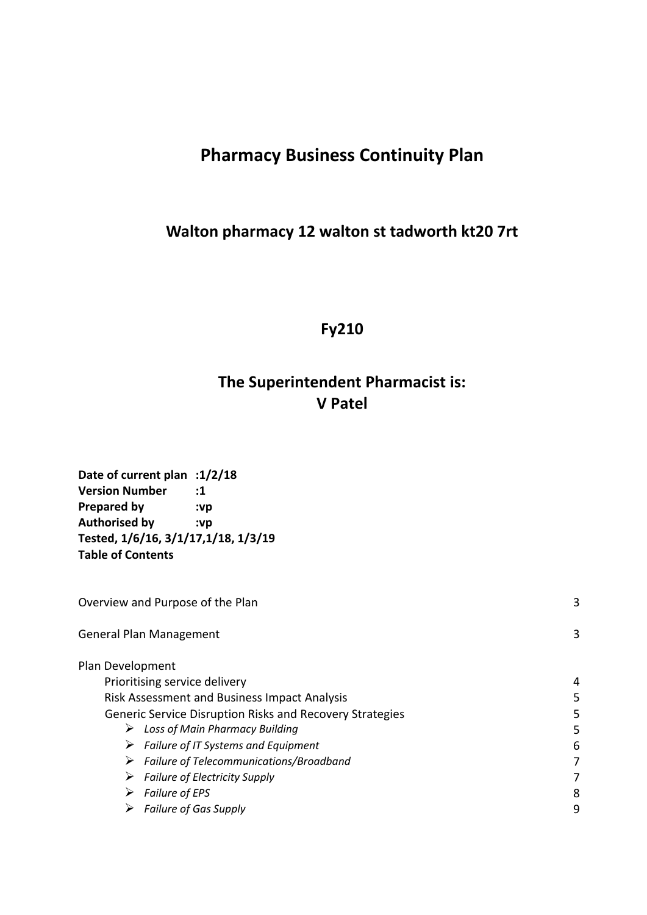# Pharmacy Business Continuity Plan

## Walton pharmacy 12 walton st tadworth kt20 7rt

## Fy210

## The Superintendent Pharmacist is: V Patel

**Date of current plan :1/2/18**
**Version Number :1**
**Prepared by :vp**
**Authorised by :vp**
**Tested, 1/6/16, 3/1/17,1/18, 1/3/19**
**Table of Contents**

| | |
|---|---|
| Overview and Purpose of the Plan | 3 |
| General Plan Management | 3 |
| Plan Development | |
| Prioritising service delivery | 4 |
| Risk Assessment and Business Impact Analysis | 5 |
| Generic Service Disruption Risks and Recovery Strategies | 5 |
| ➢ *Loss of Main Pharmacy Building* | 5 |
| ➢ *Failure of IT Systems and Equipment* | 6 |
| ➢ *Failure of Telecommunications/Broadband* | 7 |
| ➢ *Failure of Electricity Supply* | 7 |
| ➢ *Failure of EPS* | 8 |
| ➢ *Failure of Gas Supply* | 9 |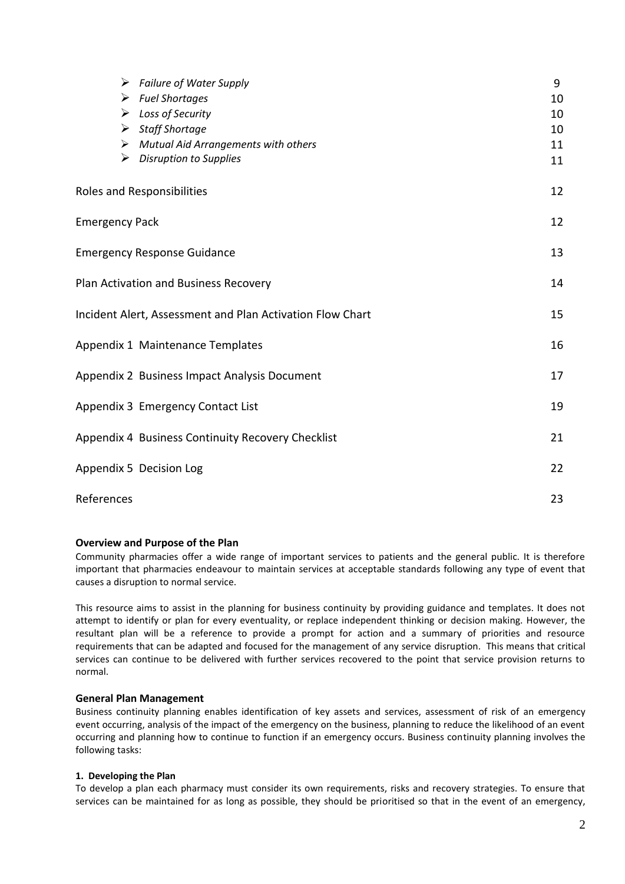- *Failure of Water Supply* 9
- *Fuel Shortages* 10
- *Loss of Security* 10
- *Staff Shortage* 10
- *Mutual Aid Arrangements with others* 11
- *Disruption to Supplies* 11

Roles and Responsibilities 12

Emergency Pack 12

Emergency Response Guidance 13

Plan Activation and Business Recovery 14

Incident Alert, Assessment and Plan Activation Flow Chart 15

Appendix 1 Maintenance Templates 16

Appendix 2 Business Impact Analysis Document 17

Appendix 3 Emergency Contact List 19

Appendix 4 Business Continuity Recovery Checklist 21

Appendix 5 Decision Log 22

References 23

## Overview and Purpose of the Plan

Community pharmacies offer a wide range of important services to patients and the general public. It is therefore important that pharmacies endeavour to maintain services at acceptable standards following any type of event that causes a disruption to normal service.

This resource aims to assist in the planning for business continuity by providing guidance and templates. It does not attempt to identify or plan for every eventuality, or replace independent thinking or decision making. However, the resultant plan will be a reference to provide a prompt for action and a summary of priorities and resource requirements that can be adapted and focused for the management of any service disruption. This means that critical services can continue to be delivered with further services recovered to the point that service provision returns to normal.

## General Plan Management

Business continuity planning enables identification of key assets and services, assessment of risk of an emergency event occurring, analysis of the impact of the emergency on the business, planning to reduce the likelihood of an event occurring and planning how to continue to function if an emergency occurs. Business continuity planning involves the following tasks:

### 1. Developing the Plan

To develop a plan each pharmacy must consider its own requirements, risks and recovery strategies. To ensure that services can be maintained for as long as possible, they should be prioritised so that in the event of an emergency,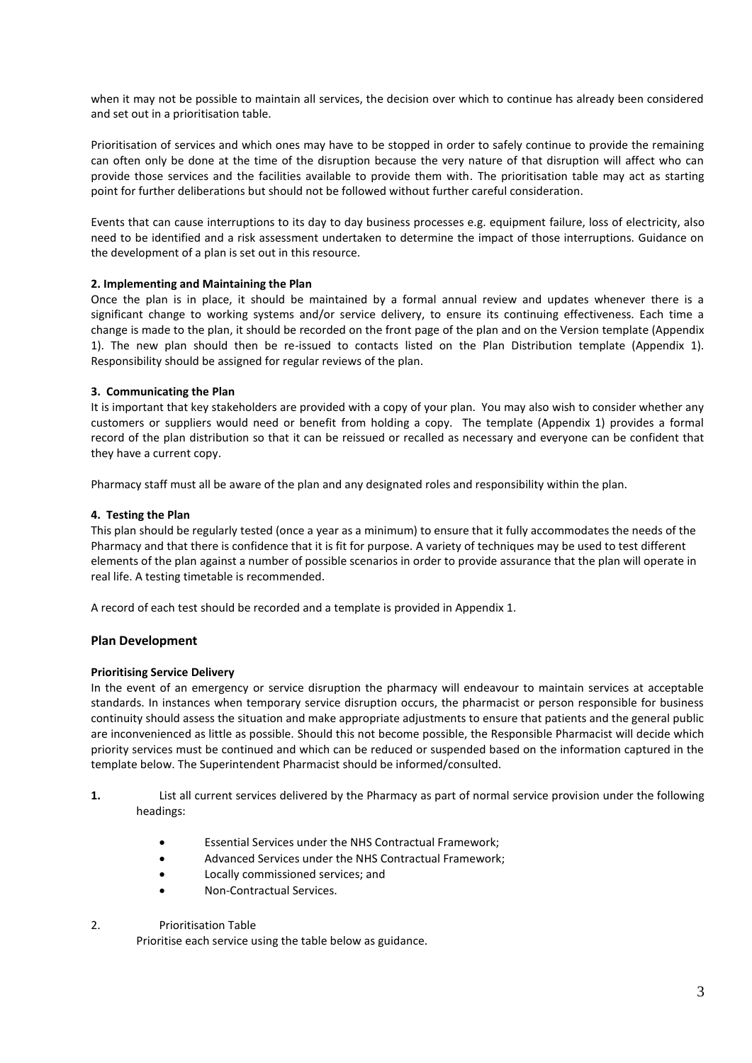when it may not be possible to maintain all services, the decision over which to continue has already been considered and set out in a prioritisation table.

Prioritisation of services and which ones may have to be stopped in order to safely continue to provide the remaining can often only be done at the time of the disruption because the very nature of that disruption will affect who can provide those services and the facilities available to provide them with. The prioritisation table may act as starting point for further deliberations but should not be followed without further careful consideration.

Events that can cause interruptions to its day to day business processes e.g. equipment failure, loss of electricity, also need to be identified and a risk assessment undertaken to determine the impact of those interruptions. Guidance on the development of a plan is set out in this resource.

**2. Implementing and Maintaining the Plan**

Once the plan is in place, it should be maintained by a formal annual review and updates whenever there is a significant change to working systems and/or service delivery, to ensure its continuing effectiveness. Each time a change is made to the plan, it should be recorded on the front page of the plan and on the Version template (Appendix 1). The new plan should then be re-issued to contacts listed on the Plan Distribution template (Appendix 1). Responsibility should be assigned for regular reviews of the plan.

**3. Communicating the Plan**

It is important that key stakeholders are provided with a copy of your plan. You may also wish to consider whether any customers or suppliers would need or benefit from holding a copy. The template (Appendix 1) provides a formal record of the plan distribution so that it can be reissued or recalled as necessary and everyone can be confident that they have a current copy.

Pharmacy staff must all be aware of the plan and any designated roles and responsibility within the plan.

**4. Testing the Plan**

This plan should be regularly tested (once a year as a minimum) to ensure that it fully accommodates the needs of the Pharmacy and that there is confidence that it is fit for purpose. A variety of techniques may be used to test different elements of the plan against a number of possible scenarios in order to provide assurance that the plan will operate in real life. A testing timetable is recommended.

A record of each test should be recorded and a template is provided in Appendix 1.

## Plan Development

**Prioritising Service Delivery**

In the event of an emergency or service disruption the pharmacy will endeavour to maintain services at acceptable standards. In instances when temporary service disruption occurs, the pharmacist or person responsible for business continuity should assess the situation and make appropriate adjustments to ensure that patients and the general public are inconvenienced as little as possible. Should this not become possible, the Responsible Pharmacist will decide which priority services must be continued and which can be reduced or suspended based on the information captured in the template below. The Superintendent Pharmacist should be informed/consulted.

**1.** List all current services delivered by the Pharmacy as part of normal service provision under the following headings:

- Essential Services under the NHS Contractual Framework;
- Advanced Services under the NHS Contractual Framework;
- Locally commissioned services; and
- Non-Contractual Services.

2. Prioritisation Table

Prioritise each service using the table below as guidance.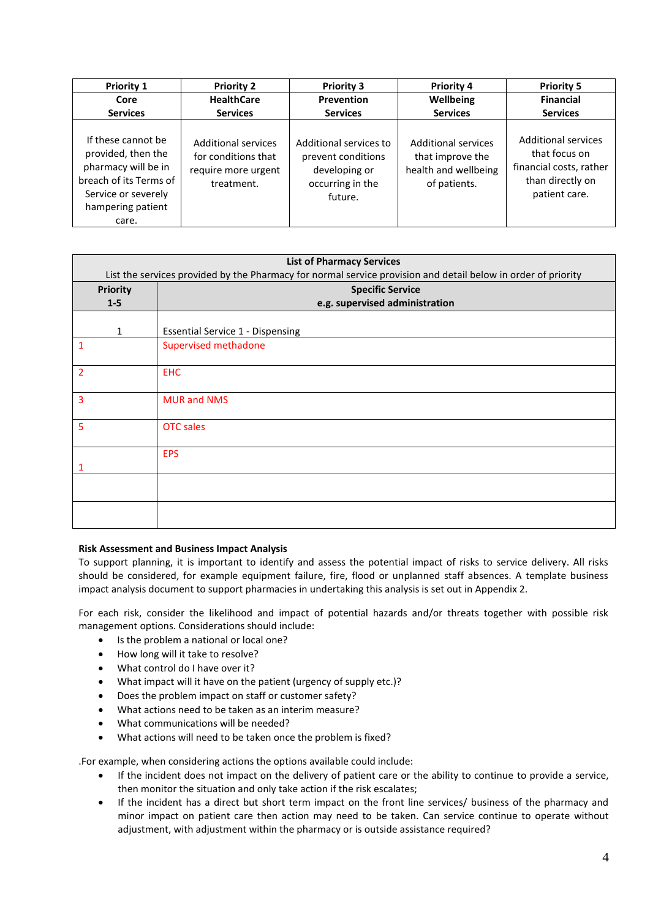| Priority 1<br>Core<br>Services | Priority 2<br>HealthCare<br>Services | Priority 3<br>Prevention<br>Services | Priority 4<br>Wellbeing<br>Services | Priority 5<br>Financial<br>Services |
|---|---|---|---|---|
| If these cannot be provided, then the pharmacy will be in breach of its Terms of Service or severely hampering patient care. | Additional services for conditions that require more urgent treatment. | Additional services to prevent conditions developing or occurring in the future. | Additional services that improve the health and wellbeing of patients. | Additional services that focus on financial costs, rather than directly on patient care. |

| List of Pharmacy Services<br>List the services provided by the Pharmacy for normal service provision and detail below in order of priority | |
|---|---|
| **Priority<br>1-5** | **Specific Service<br>e.g. supervised administration** |
| 1 | Essential Service 1 - Dispensing |
| 1 | Supervised methadone |
| 2 | EHC |
| 3 | MUR and NMS |
| 5 | OTC sales |
| 1 | EPS |
| | |
| | |

**Risk Assessment and Business Impact Analysis**

To support planning, it is important to identify and assess the potential impact of risks to service delivery. All risks should be considered, for example equipment failure, fire, flood or unplanned staff absences. A template business impact analysis document to support pharmacies in undertaking this analysis is set out in Appendix 2.

For each risk, consider the likelihood and impact of potential hazards and/or threats together with possible risk management options. Considerations should include:

- Is the problem a national or local one?
- How long will it take to resolve?
- What control do I have over it?
- What impact will it have on the patient (urgency of supply etc.)?
- Does the problem impact on staff or customer safety?
- What actions need to be taken as an interim measure?
- What communications will be needed?
- What actions will need to be taken once the problem is fixed?

.For example, when considering actions the options available could include:

- If the incident does not impact on the delivery of patient care or the ability to continue to provide a service, then monitor the situation and only take action if the risk escalates;
- If the incident has a direct but short term impact on the front line services/ business of the pharmacy and minor impact on patient care then action may need to be taken. Can service continue to operate without adjustment, with adjustment within the pharmacy or is outside assistance required?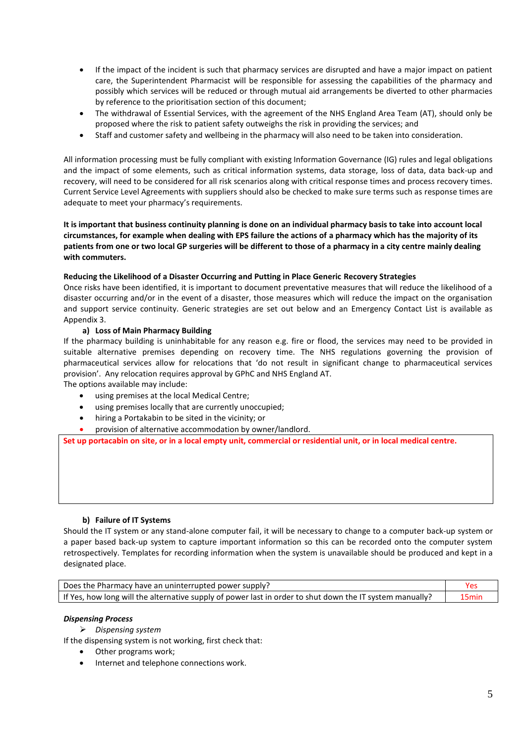- If the impact of the incident is such that pharmacy services are disrupted and have a major impact on patient care, the Superintendent Pharmacist will be responsible for assessing the capabilities of the pharmacy and possibly which services will be reduced or through mutual aid arrangements be diverted to other pharmacies by reference to the prioritisation section of this document;
- The withdrawal of Essential Services, with the agreement of the NHS England Area Team (AT), should only be proposed where the risk to patient safety outweighs the risk in providing the services; and
- Staff and customer safety and wellbeing in the pharmacy will also need to be taken into consideration.

All information processing must be fully compliant with existing Information Governance (IG) rules and legal obligations and the impact of some elements, such as critical information systems, data storage, loss of data, data back-up and recovery, will need to be considered for all risk scenarios along with critical response times and process recovery times. Current Service Level Agreements with suppliers should also be checked to make sure terms such as response times are adequate to meet your pharmacy's requirements.

**It is important that business continuity planning is done on an individual pharmacy basis to take into account local circumstances, for example when dealing with EPS failure the actions of a pharmacy which has the majority of its patients from one or two local GP surgeries will be different to those of a pharmacy in a city centre mainly dealing with commuters.**

**Reducing the Likelihood of a Disaster Occurring and Putting in Place Generic Recovery Strategies**

Once risks have been identified, it is important to document preventative measures that will reduce the likelihood of a disaster occurring and/or in the event of a disaster, those measures which will reduce the impact on the organisation and support service continuity. Generic strategies are set out below and an Emergency Contact List is available as Appendix 3.

**a) Loss of Main Pharmacy Building**

If the pharmacy building is uninhabitable for any reason e.g. fire or flood, the services may need to be provided in suitable alternative premises depending on recovery time. The NHS regulations governing the provision of pharmaceutical services allow for relocations that 'do not result in significant change to pharmaceutical services provision'. Any relocation requires approval by GPhC and NHS England AT.

The options available may include:

- using premises at the local Medical Centre;
- using premises locally that are currently unoccupied;
- hiring a Portakabin to be sited in the vicinity; or
- provision of alternative accommodation by owner/landlord.

| **Set up portacabin on site, or in a local empty unit, commercial or residential unit, or in local medical centre.** |
|---|

**b) Failure of IT Systems**

Should the IT system or any stand-alone computer fail, it will be necessary to change to a computer back-up system or a paper based back-up system to capture important information so this can be recorded onto the computer system retrospectively. Templates for recording information when the system is unavailable should be produced and kept in a designated place.

| | |
|---|---|
| Does the Pharmacy have an uninterrupted power supply? | Yes |
| If Yes, how long will the alternative supply of power last in order to shut down the IT system manually? | 15min |

***Dispensing Process***

- *Dispensing system*

If the dispensing system is not working, first check that:

- Other programs work;
- Internet and telephone connections work.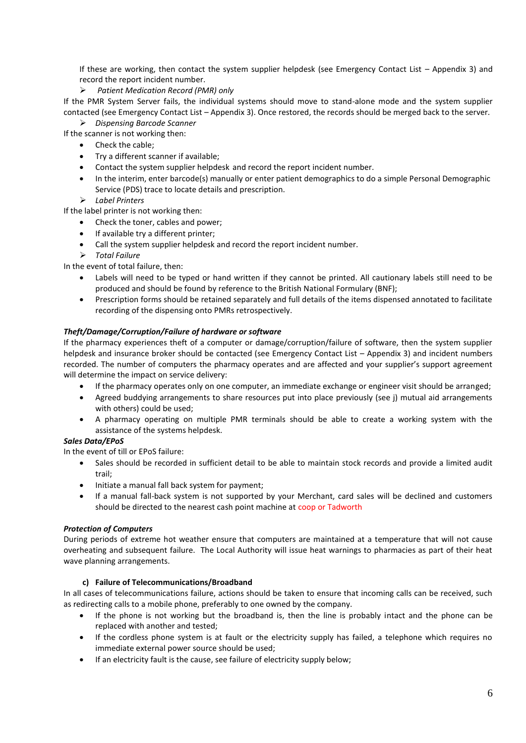If these are working, then contact the system supplier helpdesk (see Emergency Contact List – Appendix 3) and record the report incident number.

➢ *Patient Medication Record (PMR) only*

If the PMR System Server fails, the individual systems should move to stand-alone mode and the system supplier contacted (see Emergency Contact List – Appendix 3). Once restored, the records should be merged back to the server.

➢ *Dispensing Barcode Scanner*

If the scanner is not working then:

- Check the cable;
- Try a different scanner if available;
- Contact the system supplier helpdesk and record the report incident number.
- In the interim, enter barcode(s) manually or enter patient demographics to do a simple Personal Demographic Service (PDS) trace to locate details and prescription.

➢ *Label Printers*

If the label printer is not working then:

- Check the toner, cables and power;
- If available try a different printer;
- Call the system supplier helpdesk and record the report incident number.

➢ *Total Failure*

In the event of total failure, then:

- Labels will need to be typed or hand written if they cannot be printed. All cautionary labels still need to be produced and should be found by reference to the British National Formulary (BNF);
- Prescription forms should be retained separately and full details of the items dispensed annotated to facilitate recording of the dispensing onto PMRs retrospectively.

***Theft/Damage/Corruption/Failure of hardware or software***

If the pharmacy experiences theft of a computer or damage/corruption/failure of software, then the system supplier helpdesk and insurance broker should be contacted (see Emergency Contact List – Appendix 3) and incident numbers recorded. The number of computers the pharmacy operates and are affected and your supplier's support agreement will determine the impact on service delivery:

- If the pharmacy operates only on one computer, an immediate exchange or engineer visit should be arranged;
- Agreed buddying arrangements to share resources put into place previously (see j) mutual aid arrangements with others) could be used;
- A pharmacy operating on multiple PMR terminals should be able to create a working system with the assistance of the systems helpdesk.

***Sales Data/EPoS***

In the event of till or EPoS failure:

- Sales should be recorded in sufficient detail to be able to maintain stock records and provide a limited audit trail;
- Initiate a manual fall back system for payment;
- If a manual fall-back system is not supported by your Merchant, card sales will be declined and customers should be directed to the nearest cash point machine at coop or Tadworth

***Protection of Computers***

During periods of extreme hot weather ensure that computers are maintained at a temperature that will not cause overheating and subsequent failure. The Local Authority will issue heat warnings to pharmacies as part of their heat wave planning arrangements.

**c) Failure of Telecommunications/Broadband**

In all cases of telecommunications failure, actions should be taken to ensure that incoming calls can be received, such as redirecting calls to a mobile phone, preferably to one owned by the company.

- If the phone is not working but the broadband is, then the line is probably intact and the phone can be replaced with another and tested;
- If the cordless phone system is at fault or the electricity supply has failed, a telephone which requires no immediate external power source should be used;
- If an electricity fault is the cause, see failure of electricity supply below;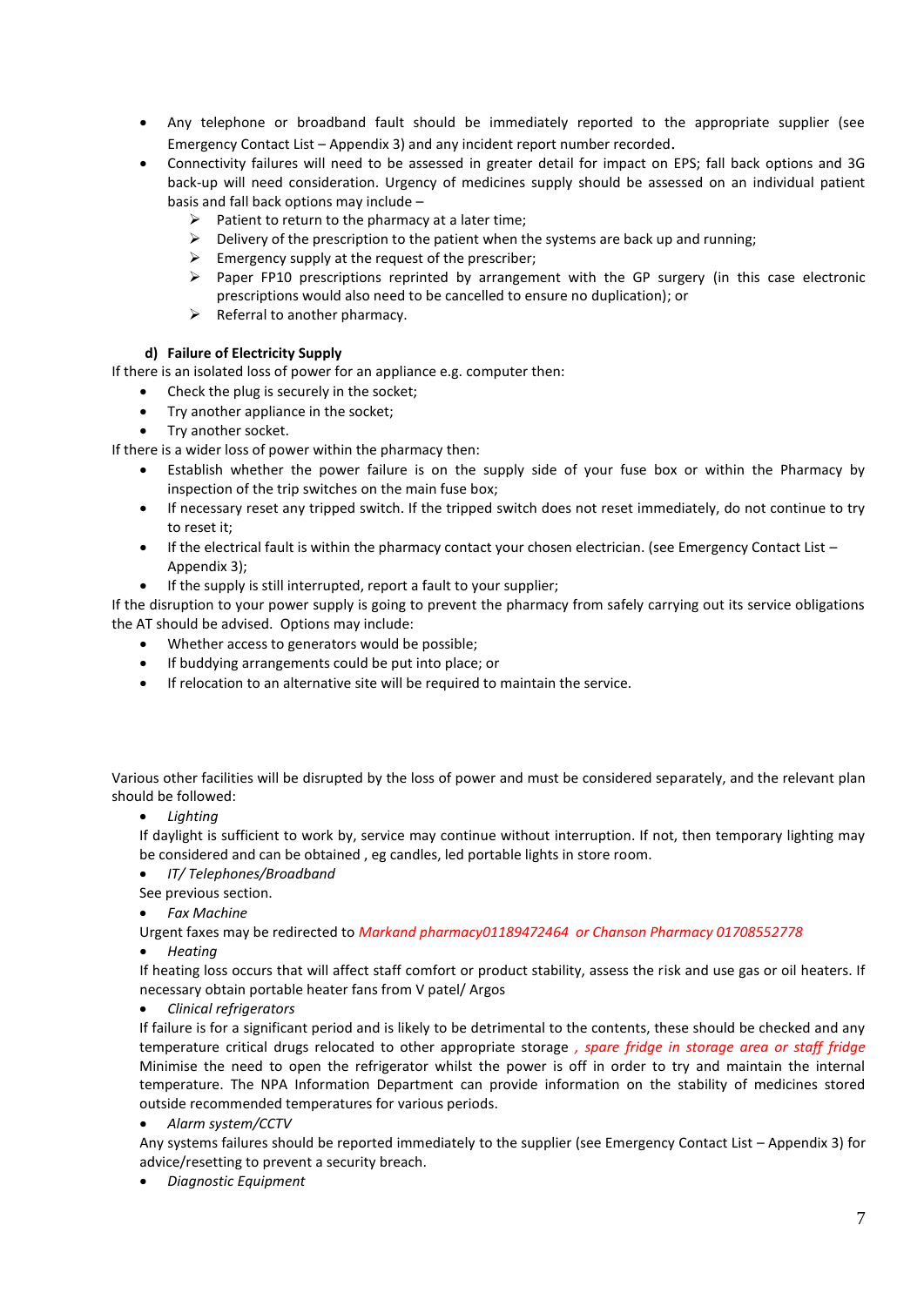- Any telephone or broadband fault should be immediately reported to the appropriate supplier (see Emergency Contact List – Appendix 3) and any incident report number recorded.
- Connectivity failures will need to be assessed in greater detail for impact on EPS; fall back options and 3G back-up will need consideration. Urgency of medicines supply should be assessed on an individual patient basis and fall back options may include –
  - Patient to return to the pharmacy at a later time;
  - Delivery of the prescription to the patient when the systems are back up and running;
  - Emergency supply at the request of the prescriber;
  - Paper FP10 prescriptions reprinted by arrangement with the GP surgery (in this case electronic prescriptions would also need to be cancelled to ensure no duplication); or
  - Referral to another pharmacy.

**d) Failure of Electricity Supply**

If there is an isolated loss of power for an appliance e.g. computer then:

- Check the plug is securely in the socket;
- Try another appliance in the socket;
- Try another socket.

If there is a wider loss of power within the pharmacy then:

- Establish whether the power failure is on the supply side of your fuse box or within the Pharmacy by inspection of the trip switches on the main fuse box;
- If necessary reset any tripped switch. If the tripped switch does not reset immediately, do not continue to try to reset it;
- If the electrical fault is within the pharmacy contact your chosen electrician. (see Emergency Contact List – Appendix 3);
- If the supply is still interrupted, report a fault to your supplier;

If the disruption to your power supply is going to prevent the pharmacy from safely carrying out its service obligations the AT should be advised. Options may include:

- Whether access to generators would be possible;
- If buddying arrangements could be put into place; or
- If relocation to an alternative site will be required to maintain the service.

Various other facilities will be disrupted by the loss of power and must be considered separately, and the relevant plan should be followed:

- *Lighting*

  If daylight is sufficient to work by, service may continue without interruption. If not, then temporary lighting may be considered and can be obtained , eg candles, led portable lights in store room.

- *IT/ Telephones/Broadband*

  See previous section.

- *Fax Machine*

  Urgent faxes may be redirected to *Markand pharmacy01189472464 or Chanson Pharmacy 01708552778*

- *Heating*

  If heating loss occurs that will affect staff comfort or product stability, assess the risk and use gas or oil heaters. If necessary obtain portable heater fans from V patel/ Argos

- *Clinical refrigerators*

  If failure is for a significant period and is likely to be detrimental to the contents, these should be checked and any temperature critical drugs relocated to other appropriate storage *, spare fridge in storage area or staff fridge* Minimise the need to open the refrigerator whilst the power is off in order to try and maintain the internal temperature. The NPA Information Department can provide information on the stability of medicines stored outside recommended temperatures for various periods.

- *Alarm system/CCTV*

  Any systems failures should be reported immediately to the supplier (see Emergency Contact List – Appendix 3) for advice/resetting to prevent a security breach.

- *Diagnostic Equipment*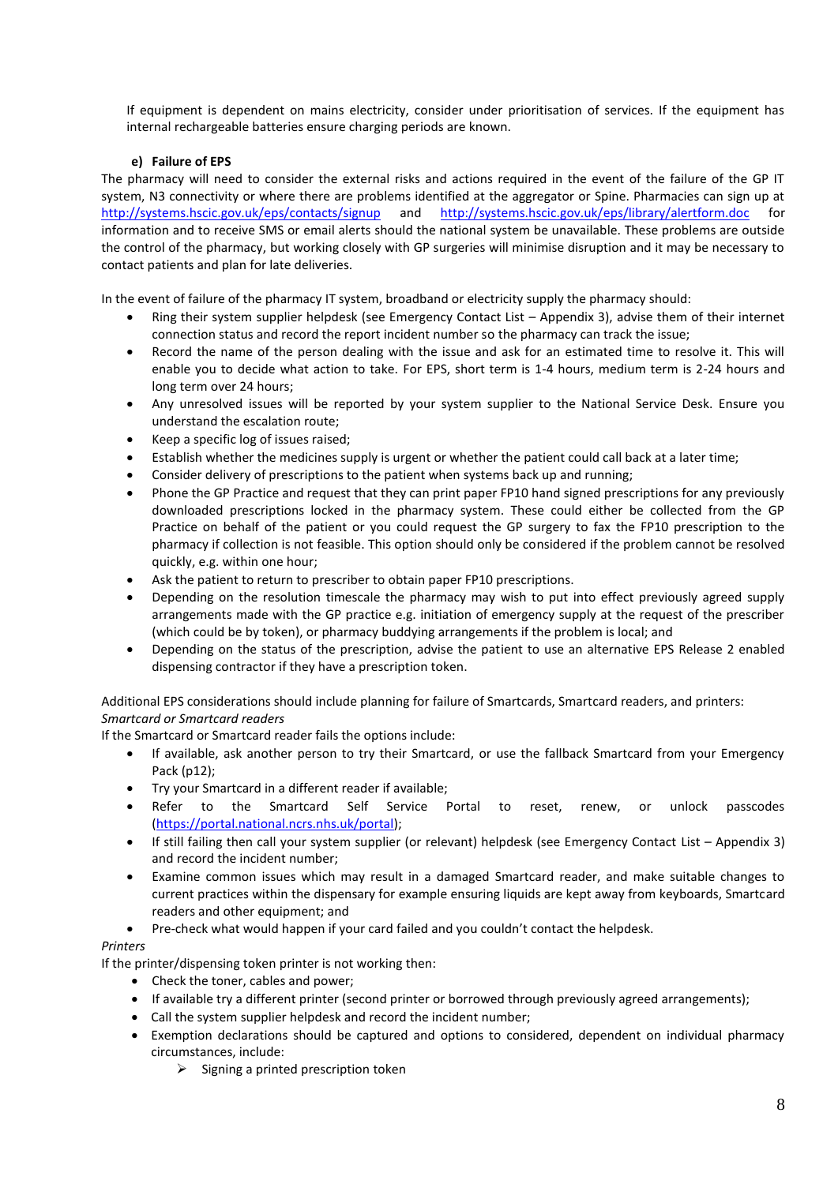If equipment is dependent on mains electricity, consider under prioritisation of services. If the equipment has internal rechargeable batteries ensure charging periods are known.

#### e) Failure of EPS

The pharmacy will need to consider the external risks and actions required in the event of the failure of the GP IT system, N3 connectivity or where there are problems identified at the aggregator or Spine. Pharmacies can sign up at http://systems.hscic.gov.uk/eps/contacts/signup and http://systems.hscic.gov.uk/eps/library/alertform.doc for information and to receive SMS or email alerts should the national system be unavailable. These problems are outside the control of the pharmacy, but working closely with GP surgeries will minimise disruption and it may be necessary to contact patients and plan for late deliveries.

In the event of failure of the pharmacy IT system, broadband or electricity supply the pharmacy should:

- Ring their system supplier helpdesk (see Emergency Contact List – Appendix 3), advise them of their internet connection status and record the report incident number so the pharmacy can track the issue;
- Record the name of the person dealing with the issue and ask for an estimated time to resolve it. This will enable you to decide what action to take. For EPS, short term is 1-4 hours, medium term is 2-24 hours and long term over 24 hours;
- Any unresolved issues will be reported by your system supplier to the National Service Desk. Ensure you understand the escalation route;
- Keep a specific log of issues raised;
- Establish whether the medicines supply is urgent or whether the patient could call back at a later time;
- Consider delivery of prescriptions to the patient when systems back up and running;
- Phone the GP Practice and request that they can print paper FP10 hand signed prescriptions for any previously downloaded prescriptions locked in the pharmacy system. These could either be collected from the GP Practice on behalf of the patient or you could request the GP surgery to fax the FP10 prescription to the pharmacy if collection is not feasible. This option should only be considered if the problem cannot be resolved quickly, e.g. within one hour;
- Ask the patient to return to prescriber to obtain paper FP10 prescriptions.
- Depending on the resolution timescale the pharmacy may wish to put into effect previously agreed supply arrangements made with the GP practice e.g. initiation of emergency supply at the request of the prescriber (which could be by token), or pharmacy buddying arrangements if the problem is local; and
- Depending on the status of the prescription, advise the patient to use an alternative EPS Release 2 enabled dispensing contractor if they have a prescription token.

Additional EPS considerations should include planning for failure of Smartcards, Smartcard readers, and printers:

*Smartcard or Smartcard readers*

If the Smartcard or Smartcard reader fails the options include:

- If available, ask another person to try their Smartcard, or use the fallback Smartcard from your Emergency Pack (p12);
- Try your Smartcard in a different reader if available;
- Refer to the Smartcard Self Service Portal to reset, renew, or unlock passcodes (https://portal.national.ncrs.nhs.uk/portal);
- If still failing then call your system supplier (or relevant) helpdesk (see Emergency Contact List – Appendix 3) and record the incident number;
- Examine common issues which may result in a damaged Smartcard reader, and make suitable changes to current practices within the dispensary for example ensuring liquids are kept away from keyboards, Smartcard readers and other equipment; and
- Pre-check what would happen if your card failed and you couldn't contact the helpdesk.

*Printers*

If the printer/dispensing token printer is not working then:

- Check the toner, cables and power;
- If available try a different printer (second printer or borrowed through previously agreed arrangements);
- Call the system supplier helpdesk and record the incident number;
- Exemption declarations should be captured and options to considered, dependent on individual pharmacy circumstances, include:
  - Signing a printed prescription token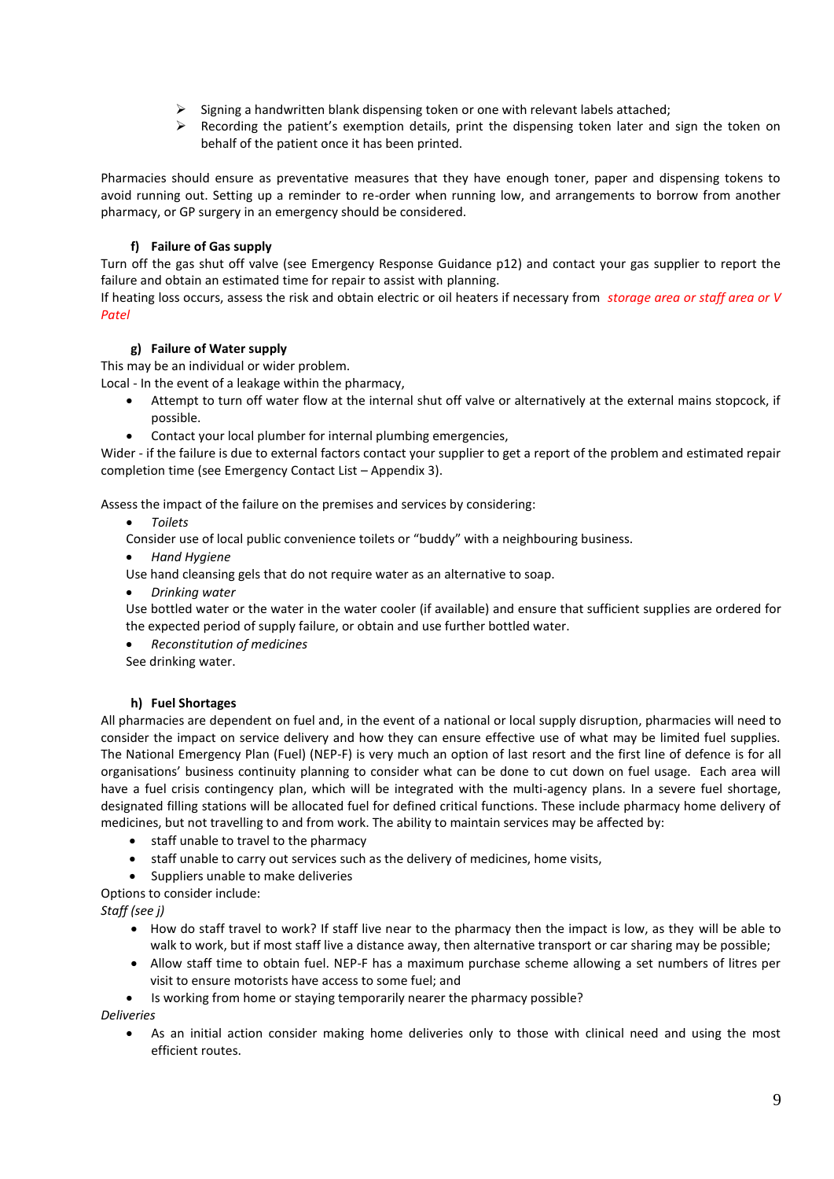- Signing a handwritten blank dispensing token or one with relevant labels attached;
- Recording the patient's exemption details, print the dispensing token later and sign the token on behalf of the patient once it has been printed.

Pharmacies should ensure as preventative measures that they have enough toner, paper and dispensing tokens to avoid running out. Setting up a reminder to re-order when running low, and arrangements to borrow from another pharmacy, or GP surgery in an emergency should be considered.

#### f) Failure of Gas supply

Turn off the gas shut off valve (see Emergency Response Guidance p12) and contact your gas supplier to report the failure and obtain an estimated time for repair to assist with planning.

If heating loss occurs, assess the risk and obtain electric or oil heaters if necessary from *storage area or staff area or V Patel*

#### g) Failure of Water supply

This may be an individual or wider problem.

Local - In the event of a leakage within the pharmacy,

- Attempt to turn off water flow at the internal shut off valve or alternatively at the external mains stopcock, if possible.
- Contact your local plumber for internal plumbing emergencies,

Wider - if the failure is due to external factors contact your supplier to get a report of the problem and estimated repair completion time (see Emergency Contact List – Appendix 3).

Assess the impact of the failure on the premises and services by considering:

- *Toilets*

  Consider use of local public convenience toilets or "buddy" with a neighbouring business.
- *Hand Hygiene*

  Use hand cleansing gels that do not require water as an alternative to soap.
- *Drinking water*

  Use bottled water or the water in the water cooler (if available) and ensure that sufficient supplies are ordered for the expected period of supply failure, or obtain and use further bottled water.
- *Reconstitution of medicines*

  See drinking water.

#### h) Fuel Shortages

All pharmacies are dependent on fuel and, in the event of a national or local supply disruption, pharmacies will need to consider the impact on service delivery and how they can ensure effective use of what may be limited fuel supplies. The National Emergency Plan (Fuel) (NEP-F) is very much an option of last resort and the first line of defence is for all organisations' business continuity planning to consider what can be done to cut down on fuel usage. Each area will have a fuel crisis contingency plan, which will be integrated with the multi-agency plans. In a severe fuel shortage, designated filling stations will be allocated fuel for defined critical functions. These include pharmacy home delivery of medicines, but not travelling to and from work. The ability to maintain services may be affected by:

- staff unable to travel to the pharmacy
- staff unable to carry out services such as the delivery of medicines, home visits,
- Suppliers unable to make deliveries

Options to consider include:

*Staff (see j)*

- How do staff travel to work? If staff live near to the pharmacy then the impact is low, as they will be able to walk to work, but if most staff live a distance away, then alternative transport or car sharing may be possible;
- Allow staff time to obtain fuel. NEP-F has a maximum purchase scheme allowing a set numbers of litres per visit to ensure motorists have access to some fuel; and
- Is working from home or staying temporarily nearer the pharmacy possible?

*Deliveries*

- As an initial action consider making home deliveries only to those with clinical need and using the most efficient routes.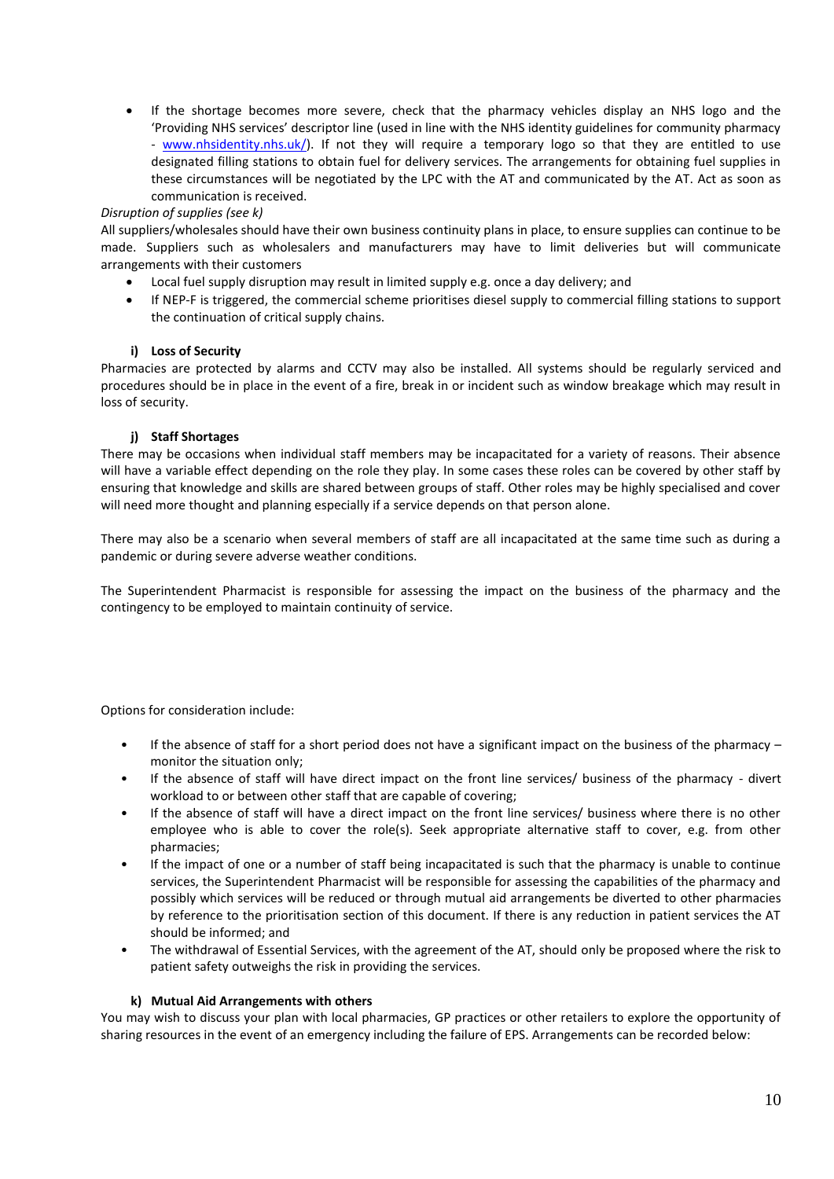- If the shortage becomes more severe, check that the pharmacy vehicles display an NHS logo and the 'Providing NHS services' descriptor line (used in line with the NHS identity guidelines for community pharmacy - [www.nhsidentity.nhs.uk/](http://www.nhsidentity.nhs.uk/)). If not they will require a temporary logo so that they are entitled to use designated filling stations to obtain fuel for delivery services. The arrangements for obtaining fuel supplies in these circumstances will be negotiated by the LPC with the AT and communicated by the AT. Act as soon as communication is received.

*Disruption of supplies (see k)*

All suppliers/wholesales should have their own business continuity plans in place, to ensure supplies can continue to be made. Suppliers such as wholesalers and manufacturers may have to limit deliveries but will communicate arrangements with their customers

- Local fuel supply disruption may result in limited supply e.g. once a day delivery; and
- If NEP-F is triggered, the commercial scheme prioritises diesel supply to commercial filling stations to support the continuation of critical supply chains.

#### i) Loss of Security

Pharmacies are protected by alarms and CCTV may also be installed. All systems should be regularly serviced and procedures should be in place in the event of a fire, break in or incident such as window breakage which may result in loss of security.

#### j) Staff Shortages

There may be occasions when individual staff members may be incapacitated for a variety of reasons. Their absence will have a variable effect depending on the role they play. In some cases these roles can be covered by other staff by ensuring that knowledge and skills are shared between groups of staff. Other roles may be highly specialised and cover will need more thought and planning especially if a service depends on that person alone.

There may also be a scenario when several members of staff are all incapacitated at the same time such as during a pandemic or during severe adverse weather conditions.

The Superintendent Pharmacist is responsible for assessing the impact on the business of the pharmacy and the contingency to be employed to maintain continuity of service.

Options for consideration include:

- If the absence of staff for a short period does not have a significant impact on the business of the pharmacy – monitor the situation only;
- If the absence of staff will have direct impact on the front line services/ business of the pharmacy - divert workload to or between other staff that are capable of covering;
- If the absence of staff will have a direct impact on the front line services/ business where there is no other employee who is able to cover the role(s). Seek appropriate alternative staff to cover, e.g. from other pharmacies;
- If the impact of one or a number of staff being incapacitated is such that the pharmacy is unable to continue services, the Superintendent Pharmacist will be responsible for assessing the capabilities of the pharmacy and possibly which services will be reduced or through mutual aid arrangements be diverted to other pharmacies by reference to the prioritisation section of this document. If there is any reduction in patient services the AT should be informed; and
- The withdrawal of Essential Services, with the agreement of the AT, should only be proposed where the risk to patient safety outweighs the risk in providing the services.

#### k) Mutual Aid Arrangements with others

You may wish to discuss your plan with local pharmacies, GP practices or other retailers to explore the opportunity of sharing resources in the event of an emergency including the failure of EPS. Arrangements can be recorded below: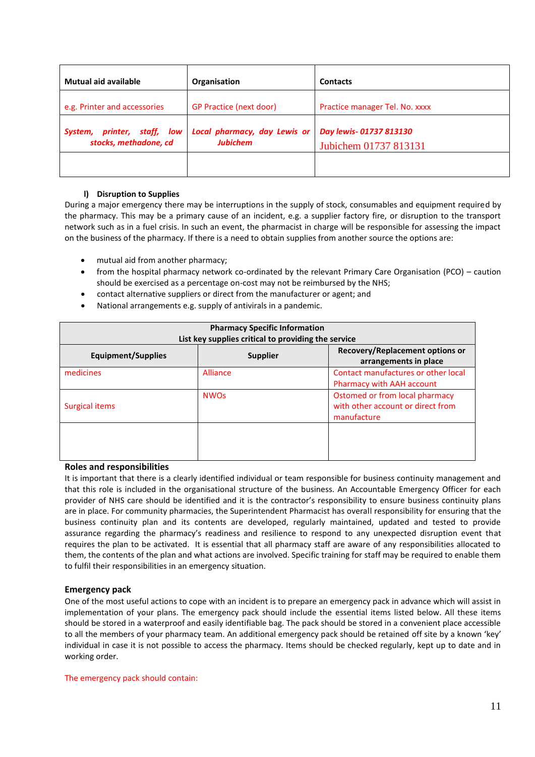| Mutual aid available | Organisation | Contacts |
|---|---|---|
| e.g. Printer and accessories | GP Practice (next door) | Practice manager Tel. No. xxxx |
| *System, printer, staff, low stocks, methadone, cd* | *Local pharmacy, day Lewis or Jubichem* | *Day lewis- 01737 813130* Jubichem 01737 813131 |
| | | |

### l) Disruption to Supplies

During a major emergency there may be interruptions in the supply of stock, consumables and equipment required by the pharmacy. This may be a primary cause of an incident, e.g. a supplier factory fire, or disruption to the transport network such as in a fuel crisis. In such an event, the pharmacist in charge will be responsible for assessing the impact on the business of the pharmacy. If there is a need to obtain supplies from another source the options are:

- mutual aid from another pharmacy;
- from the hospital pharmacy network co-ordinated by the relevant Primary Care Organisation (PCO) – caution should be exercised as a percentage on-cost may not be reimbursed by the NHS;
- contact alternative suppliers or direct from the manufacturer or agent; and
- National arrangements e.g. supply of antivirals in a pandemic.

| Pharmacy Specific Information<br>List key supplies critical to providing the service | | |
|---|---|---|
| **Equipment/Supplies** | **Supplier** | **Recovery/Replacement options or arrangements in place** |
| medicines | Alliance | Contact manufactures or other local Pharmacy with AAH account |
| Surgical items | NWOs | Ostomed or from local pharmacy with other account or direct from manufacture |
| | | |

### Roles and responsibilities

It is important that there is a clearly identified individual or team responsible for business continuity management and that this role is included in the organisational structure of the business. An Accountable Emergency Officer for each provider of NHS care should be identified and it is the contractor's responsibility to ensure business continuity plans are in place. For community pharmacies, the Superintendent Pharmacist has overall responsibility for ensuring that the business continuity plan and its contents are developed, regularly maintained, updated and tested to provide assurance regarding the pharmacy's readiness and resilience to respond to any unexpected disruption event that requires the plan to be activated. It is essential that all pharmacy staff are aware of any responsibilities allocated to them, the contents of the plan and what actions are involved. Specific training for staff may be required to enable them to fulfil their responsibilities in an emergency situation.

### Emergency pack

One of the most useful actions to cope with an incident is to prepare an emergency pack in advance which will assist in implementation of your plans. The emergency pack should include the essential items listed below. All these items should be stored in a waterproof and easily identifiable bag. The pack should be stored in a convenient place accessible to all the members of your pharmacy team. An additional emergency pack should be retained off site by a known 'key' individual in case it is not possible to access the pharmacy. Items should be checked regularly, kept up to date and in working order.

The emergency pack should contain: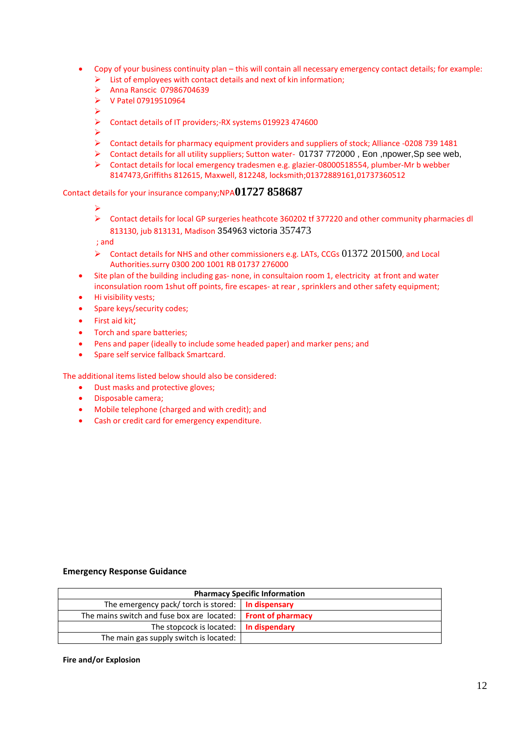- Copy of your business continuity plan – this will contain all necessary emergency contact details; for example:
  - List of employees with contact details and next of kin information;
  - Anna Ranscic 07986704639
  - V Patel 07919510964
  - 
  - Contact details of IT providers;-RX systems 019923 474600
  - 
  - Contact details for pharmacy equipment providers and suppliers of stock; Alliance -0208 739 1481
  - Contact details for all utility suppliers; Sutton water- 01737 772000 , Eon ,npower,Sp see web,
  - Contact details for local emergency tradesmen e.g. glazier-08000518554, plumber-Mr b webber 8147473,Griffiths 812615, Maxwell, 812248, locksmith;01372889161,01737360512

Contact details for your insurance company;NPA**01727 858687**

  - 
  - Contact details for local GP surgeries heathcote 360202 tf 377220 and other community pharmacies dl 813130, jub 813131, Madison 354963 victoria 357473

  ; and

  - Contact details for NHS and other commissioners e.g. LATs, CCGs 01372 201500, and Local Authorities.surry 0300 200 1001 RB 01737 276000
- Site plan of the building including gas- none, in consultaion room 1, electricity at front and water inconsulation room 1shut off points, fire escapes- at rear , sprinklers and other safety equipment;
- Hi visibility vests;
- Spare keys/security codes;
- First aid kit;
- Torch and spare batteries;
- Pens and paper (ideally to include some headed paper) and marker pens; and
- Spare self service fallback Smartcard.

The additional items listed below should also be considered:

- Dust masks and protective gloves;
- Disposable camera;
- Mobile telephone (charged and with credit); and
- Cash or credit card for emergency expenditure.

**Emergency Response Guidance**

| **Pharmacy Specific Information** | |
|---|---|
| The emergency pack/ torch is stored: | **In dispensary** |
| The mains switch and fuse box are located: | **Front of pharmacy** |
| The stopcock is located: | **In dispendary** |
| The main gas supply switch is located: | |

**Fire and/or Explosion**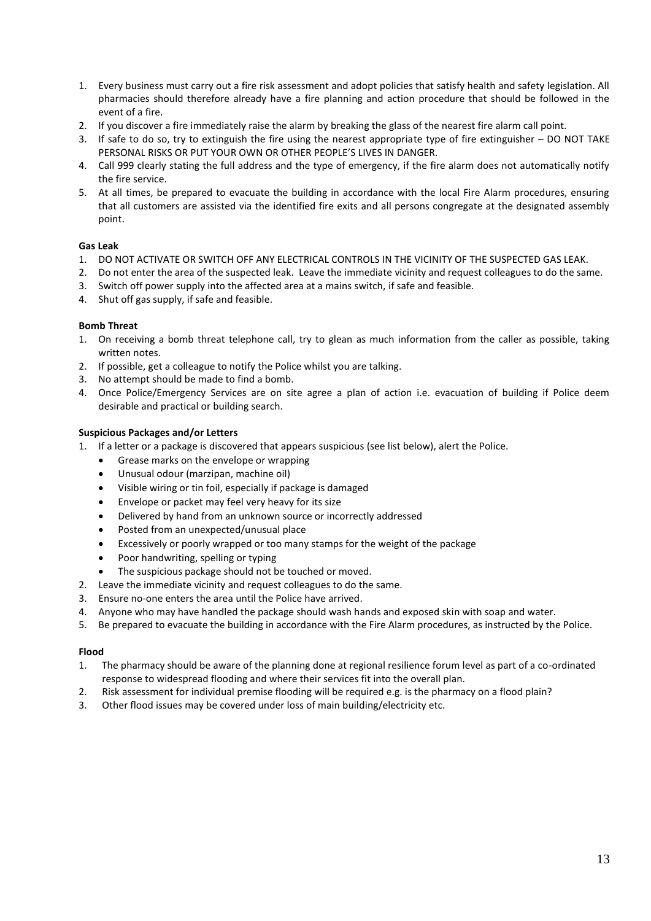1. Every business must carry out a fire risk assessment and adopt policies that satisfy health and safety legislation. All pharmacies should therefore already have a fire planning and action procedure that should be followed in the event of a fire.
2. If you discover a fire immediately raise the alarm by breaking the glass of the nearest fire alarm call point.
3. If safe to do so, try to extinguish the fire using the nearest appropriate type of fire extinguisher – DO NOT TAKE PERSONAL RISKS OR PUT YOUR OWN OR OTHER PEOPLE'S LIVES IN DANGER.
4. Call 999 clearly stating the full address and the type of emergency, if the fire alarm does not automatically notify the fire service.
5. At all times, be prepared to evacuate the building in accordance with the local Fire Alarm procedures, ensuring that all customers are assisted via the identified fire exits and all persons congregate at the designated assembly point.

**Gas Leak**

1. DO NOT ACTIVATE OR SWITCH OFF ANY ELECTRICAL CONTROLS IN THE VICINITY OF THE SUSPECTED GAS LEAK.
2. Do not enter the area of the suspected leak. Leave the immediate vicinity and request colleagues to do the same.
3. Switch off power supply into the affected area at a mains switch, if safe and feasible.
4. Shut off gas supply, if safe and feasible.

**Bomb Threat**

1. On receiving a bomb threat telephone call, try to glean as much information from the caller as possible, taking written notes.
2. If possible, get a colleague to notify the Police whilst you are talking.
3. No attempt should be made to find a bomb.
4. Once Police/Emergency Services are on site agree a plan of action i.e. evacuation of building if Police deem desirable and practical or building search.

**Suspicious Packages and/or Letters**

1. If a letter or a package is discovered that appears suspicious (see list below), alert the Police.
   - Grease marks on the envelope or wrapping
   - Unusual odour (marzipan, machine oil)
   - Visible wiring or tin foil, especially if package is damaged
   - Envelope or packet may feel very heavy for its size
   - Delivered by hand from an unknown source or incorrectly addressed
   - Posted from an unexpected/unusual place
   - Excessively or poorly wrapped or too many stamps for the weight of the package
   - Poor handwriting, spelling or typing
   - The suspicious package should not be touched or moved.
2. Leave the immediate vicinity and request colleagues to do the same.
3. Ensure no-one enters the area until the Police have arrived.
4. Anyone who may have handled the package should wash hands and exposed skin with soap and water.
5. Be prepared to evacuate the building in accordance with the Fire Alarm procedures, as instructed by the Police.

**Flood**

1. The pharmacy should be aware of the planning done at regional resilience forum level as part of a co-ordinated response to widespread flooding and where their services fit into the overall plan.
2. Risk assessment for individual premise flooding will be required e.g. is the pharmacy on a flood plain?
3. Other flood issues may be covered under loss of main building/electricity etc.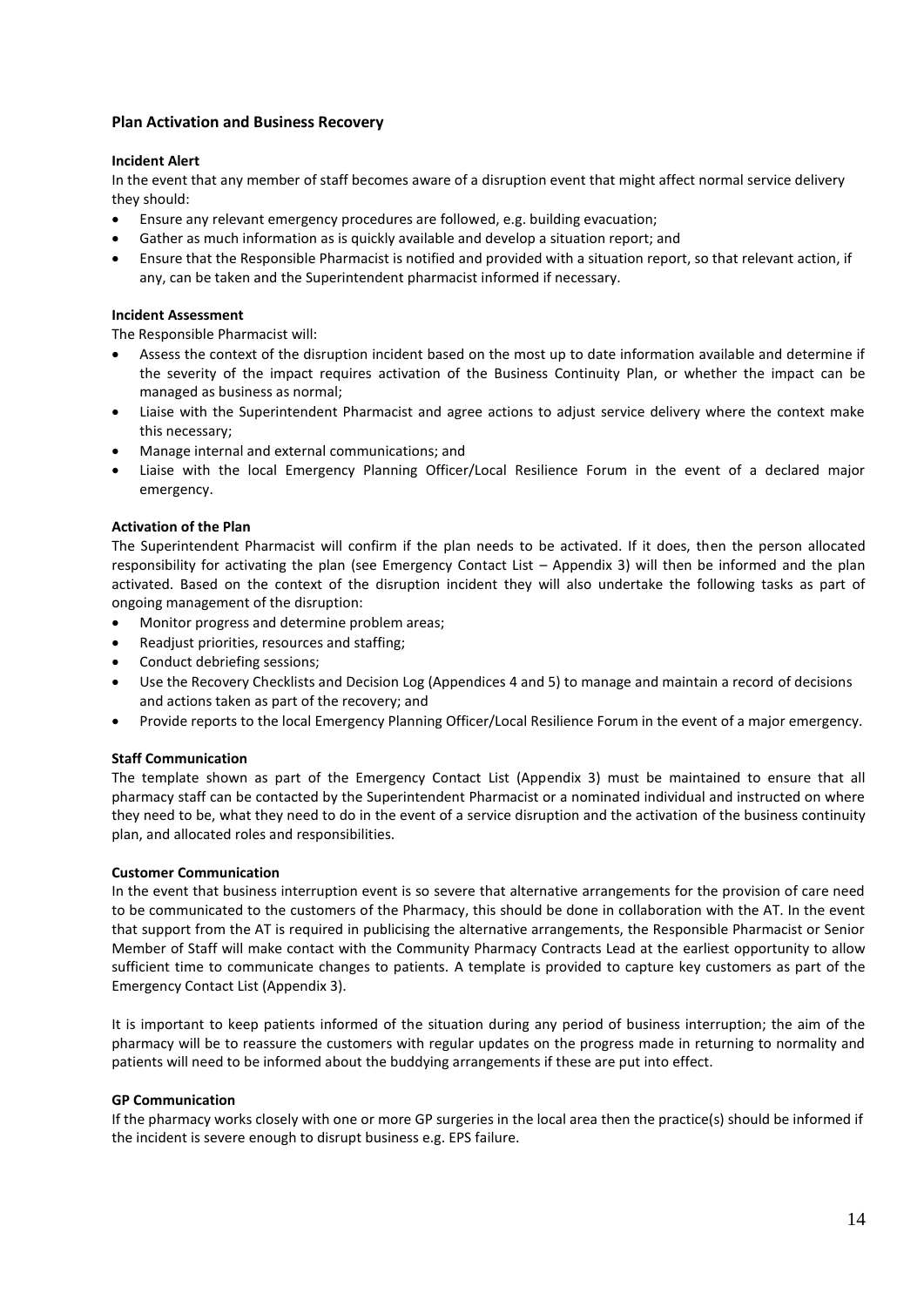## Plan Activation and Business Recovery

**Incident Alert**

In the event that any member of staff becomes aware of a disruption event that might affect normal service delivery they should:

- Ensure any relevant emergency procedures are followed, e.g. building evacuation;
- Gather as much information as is quickly available and develop a situation report; and
- Ensure that the Responsible Pharmacist is notified and provided with a situation report, so that relevant action, if any, can be taken and the Superintendent pharmacist informed if necessary.

**Incident Assessment**

The Responsible Pharmacist will:

- Assess the context of the disruption incident based on the most up to date information available and determine if the severity of the impact requires activation of the Business Continuity Plan, or whether the impact can be managed as business as normal;
- Liaise with the Superintendent Pharmacist and agree actions to adjust service delivery where the context make this necessary;
- Manage internal and external communications; and
- Liaise with the local Emergency Planning Officer/Local Resilience Forum in the event of a declared major emergency.

**Activation of the Plan**

The Superintendent Pharmacist will confirm if the plan needs to be activated. If it does, then the person allocated responsibility for activating the plan (see Emergency Contact List – Appendix 3) will then be informed and the plan activated. Based on the context of the disruption incident they will also undertake the following tasks as part of ongoing management of the disruption:

- Monitor progress and determine problem areas;
- Readjust priorities, resources and staffing;
- Conduct debriefing sessions;
- Use the Recovery Checklists and Decision Log (Appendices 4 and 5) to manage and maintain a record of decisions and actions taken as part of the recovery; and
- Provide reports to the local Emergency Planning Officer/Local Resilience Forum in the event of a major emergency.

**Staff Communication**

The template shown as part of the Emergency Contact List (Appendix 3) must be maintained to ensure that all pharmacy staff can be contacted by the Superintendent Pharmacist or a nominated individual and instructed on where they need to be, what they need to do in the event of a service disruption and the activation of the business continuity plan, and allocated roles and responsibilities.

**Customer Communication**

In the event that business interruption event is so severe that alternative arrangements for the provision of care need to be communicated to the customers of the Pharmacy, this should be done in collaboration with the AT. In the event that support from the AT is required in publicising the alternative arrangements, the Responsible Pharmacist or Senior Member of Staff will make contact with the Community Pharmacy Contracts Lead at the earliest opportunity to allow sufficient time to communicate changes to patients. A template is provided to capture key customers as part of the Emergency Contact List (Appendix 3).

It is important to keep patients informed of the situation during any period of business interruption; the aim of the pharmacy will be to reassure the customers with regular updates on the progress made in returning to normality and patients will need to be informed about the buddying arrangements if these are put into effect.

**GP Communication**

If the pharmacy works closely with one or more GP surgeries in the local area then the practice(s) should be informed if the incident is severe enough to disrupt business e.g. EPS failure.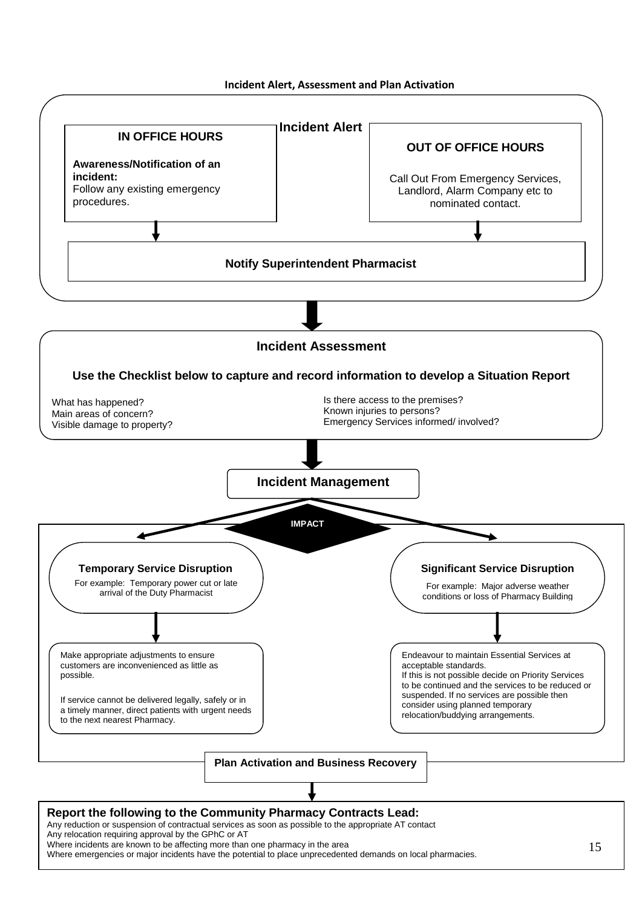## Incident Alert, Assessment and Plan Activation

### Incident Alert

**IN OFFICE HOURS**

**Awareness/Notification of an incident:**
Follow any existing emergency procedures.

**OUT OF OFFICE HOURS**

Call Out From Emergency Services, Landlord, Alarm Company etc to nominated contact.

**Notify Superintendent Pharmacist**

### Incident Assessment

**Use the Checklist below to capture and record information to develop a Situation Report**

What has happened?
Main areas of concern?
Visible damage to property?

Is there access to the premises?
Known injuries to persons?
Emergency Services informed/ involved?

### Incident Management

**IMPACT**

**Temporary Service Disruption**

For example: Temporary power cut or late arrival of the Duty Pharmacist

Make appropriate adjustments to ensure customers are inconvenienced as little as possible.

If service cannot be delivered legally, safely or in a timely manner, direct patients with urgent needs to the next nearest Pharmacy.

**Significant Service Disruption**

For example: Major adverse weather conditions or loss of Pharmacy Building

Endeavour to maintain Essential Services at acceptable standards.
If this is not possible decide on Priority Services to be continued and the services to be reduced or suspended. If no services are possible then consider using planned temporary relocation/buddying arrangements.

**Plan Activation and Business Recovery**

**Report the following to the Community Pharmacy Contracts Lead:**
Any reduction or suspension of contractual services as soon as possible to the appropriate AT contact
Any relocation requiring approval by the GPhC or AT
Where incidents are known to be affecting more than one pharmacy in the area
Where emergencies or major incidents have the potential to place unprecedented demands on local pharmacies.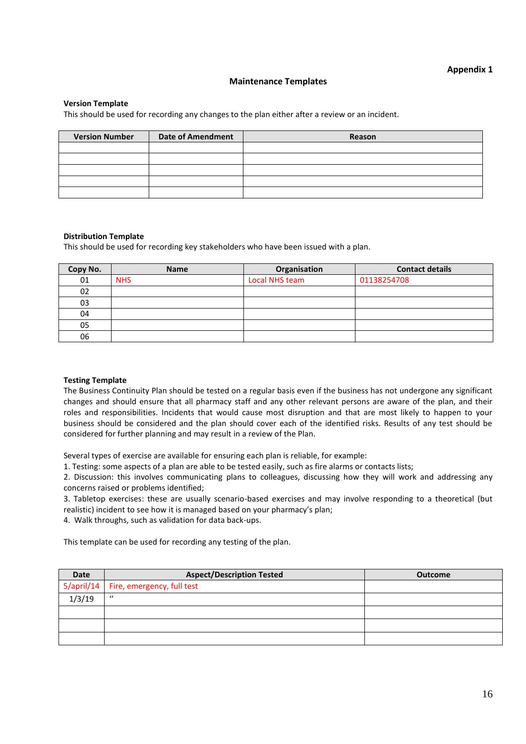**Appendix 1**

## Maintenance Templates

### Version Template

This should be used for recording any changes to the plan either after a review or an incident.

| Version Number | Date of Amendment | Reason |
|---|---|---|
| | | |
| | | |
| | | |
| | | |
| | | |

### Distribution Template

This should be used for recording key stakeholders who have been issued with a plan.

| Copy No. | Name | Organisation | Contact details |
|---|---|---|---|
| 01 | NHS | Local NHS team | 01138254708 |
| 02 | | | |
| 03 | | | |
| 04 | | | |
| 05 | | | |
| 06 | | | |

### Testing Template

The Business Continuity Plan should be tested on a regular basis even if the business has not undergone any significant changes and should ensure that all pharmacy staff and any other relevant persons are aware of the plan, and their roles and responsibilities. Incidents that would cause most disruption and that are most likely to happen to your business should be considered and the plan should cover each of the identified risks. Results of any test should be considered for further planning and may result in a review of the Plan.

Several types of exercise are available for ensuring each plan is reliable, for example:

1. Testing: some aspects of a plan are able to be tested easily, such as fire alarms or contacts lists;
2. Discussion: this involves communicating plans to colleagues, discussing how they will work and addressing any concerns raised or problems identified;
3. Tabletop exercises: these are usually scenario-based exercises and may involve responding to a theoretical (but realistic) incident to see how it is managed based on your pharmacy's plan;
4. Walk throughs, such as validation for data back-ups.

This template can be used for recording any testing of the plan.

| Date | Aspect/Description Tested | Outcome |
|---|---|---|
| 5/april/14 | Fire, emergency, full test | |
| 1/3/19 | " | |
| | | |
| | | |
| | | |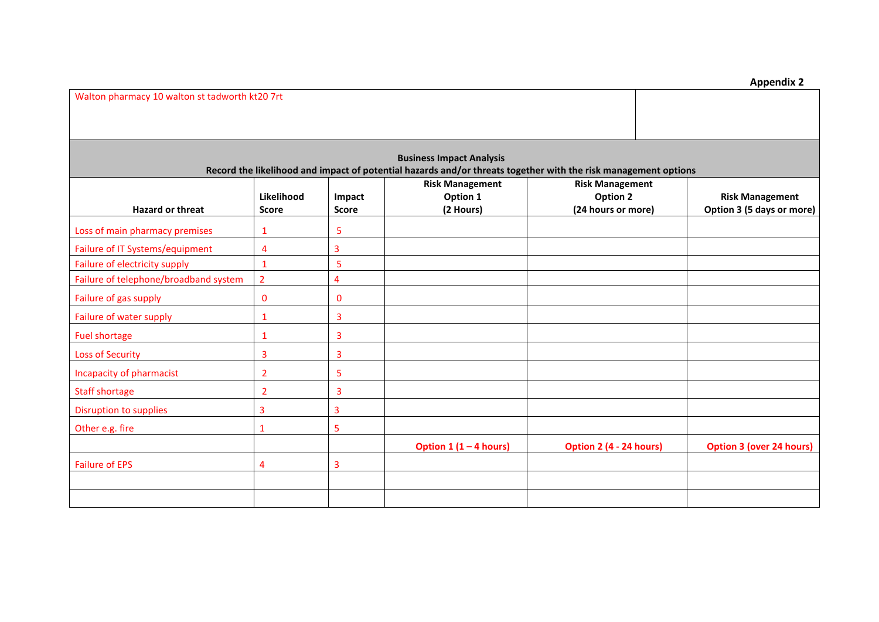**Appendix 2**

| Walton pharmacy 10 walton st tadworth kt20 7rt | |
|---|---|

**Business Impact Analysis**

**Record the likelihood and impact of potential hazards and/or threats together with the risk management options**

| Hazard or threat | Likelihood Score | Impact Score | Risk Management Option 1 (2 Hours) | Risk Management Option 2 (24 hours or more) | Risk Management Option 3 (5 days or more) |
|---|---|---|---|---|---|
| Loss of main pharmacy premises | 1 | 5 | | | |
| Failure of IT Systems/equipment | 4 | 3 | | | |
| Failure of electricity supply | 1 | 5 | | | |
| Failure of telephone/broadband system | 2 | 4 | | | |
| Failure of gas supply | 0 | 0 | | | |
| Failure of water supply | 1 | 3 | | | |
| Fuel shortage | 1 | 3 | | | |
| Loss of Security | 3 | 3 | | | |
| Incapacity of pharmacist | 2 | 5 | | | |
| Staff shortage | 2 | 3 | | | |
| Disruption to supplies | 3 | 3 | | | |
| Other e.g. fire | 1 | 5 | | | |
| | | | **Option 1 (1 – 4 hours)** | **Option 2 (4 - 24 hours)** | **Option 3 (over 24 hours)** |
| Failure of EPS | 4 | 3 | | | |
| | | | | | |
| | | | | | |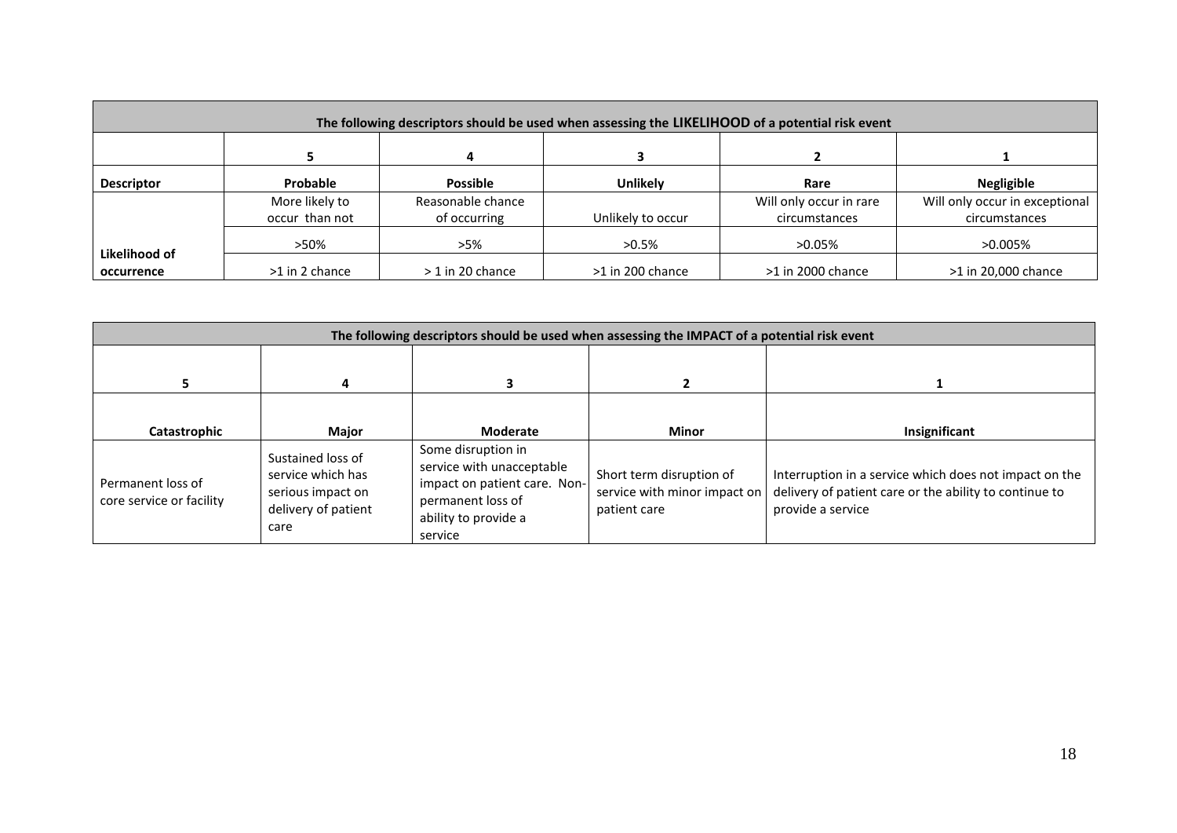| The following descriptors should be used when assessing the **LIKELIHOOD** of a potential risk event | | | | | |
|---|---|---|---|---|---|
| | **5** | **4** | **3** | **2** | **1** |
| **Descriptor** | **Probable** | **Possible** | **Unlikely** | **Rare** | **Negligible** |
| **Likelihood of occurrence** | More likely to occur than not | Reasonable chance of occurring | Unlikely to occur | Will only occur in rare circumstances | Will only occur in exceptional circumstances |
| | >50% | >5% | >0.5% | >0.05% | >0.005% |
| | >1 in 2 chance | > 1 in 20 chance | >1 in 200 chance | >1 in 2000 chance | >1 in 20,000 chance |

| The following descriptors should be used when assessing the IMPACT of a potential risk event | | | | |
|---|---|---|---|---|
| **5** | **4** | **3** | **2** | **1** |
| **Catastrophic** | **Major** | **Moderate** | **Minor** | **Insignificant** |
| Permanent loss of core service or facility | Sustained loss of service which has serious impact on delivery of patient care | Some disruption in service with unacceptable impact on patient care. Non-permanent loss of ability to provide a service | Short term disruption of service with minor impact on patient care | Interruption in a service which does not impact on the delivery of patient care or the ability to continue to provide a service |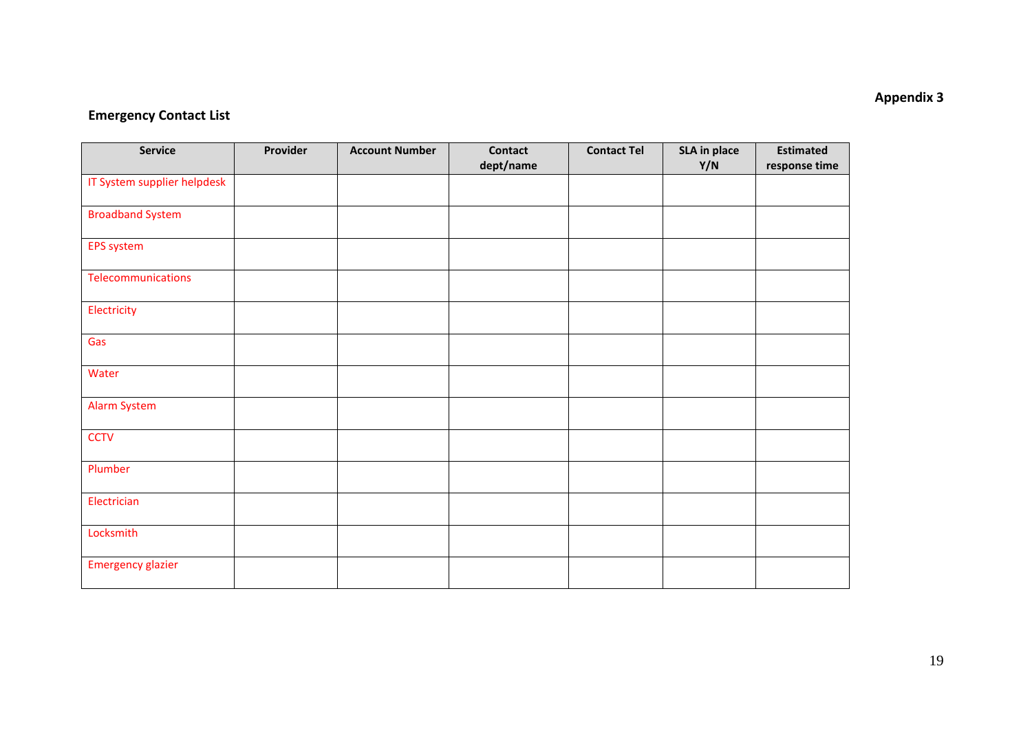Appendix 3

## Emergency Contact List

| Service | Provider | Account Number | Contact dept/name | Contact Tel | SLA in place Y/N | Estimated response time |
|---|---|---|---|---|---|---|
| IT System supplier helpdesk | | | | | | |
| Broadband System | | | | | | |
| EPS system | | | | | | |
| Telecommunications | | | | | | |
| Electricity | | | | | | |
| Gas | | | | | | |
| Water | | | | | | |
| Alarm System | | | | | | |
| CCTV | | | | | | |
| Plumber | | | | | | |
| Electrician | | | | | | |
| Locksmith | | | | | | |
| Emergency glazier | | | | | | |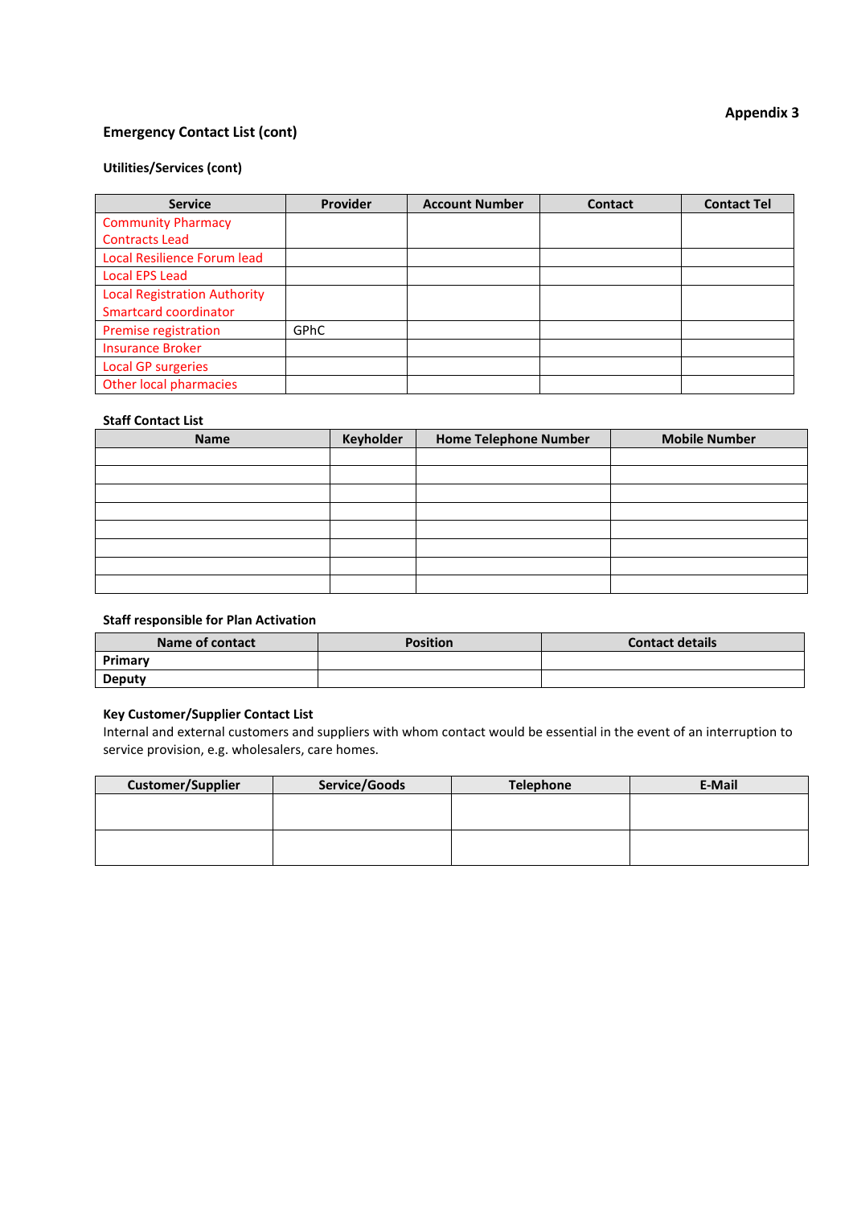**Appendix 3**

## Emergency Contact List (cont)

### Utilities/Services (cont)

| Service | Provider | Account Number | Contact | Contact Tel |
|---|---|---|---|---|
| Community Pharmacy Contracts Lead | | | | |
| Local Resilience Forum lead | | | | |
| Local EPS Lead | | | | |
| Local Registration Authority Smartcard coordinator | | | | |
| Premise registration | GPhC | | | |
| Insurance Broker | | | | |
| Local GP surgeries | | | | |
| Other local pharmacies | | | | |

### Staff Contact List

| Name | Keyholder | Home Telephone Number | Mobile Number |
|---|---|---|---|
| | | | |
| | | | |
| | | | |
| | | | |
| | | | |
| | | | |
| | | | |
| | | | |

### Staff responsible for Plan Activation

| Name of contact | Position | Contact details |
|---|---|---|
| **Primary** | | |
| **Deputy** | | |

### Key Customer/Supplier Contact List

Internal and external customers and suppliers with whom contact would be essential in the event of an interruption to service provision, e.g. wholesalers, care homes.

| Customer/Supplier | Service/Goods | Telephone | E-Mail |
|---|---|---|---|
| | | | |
| | | | |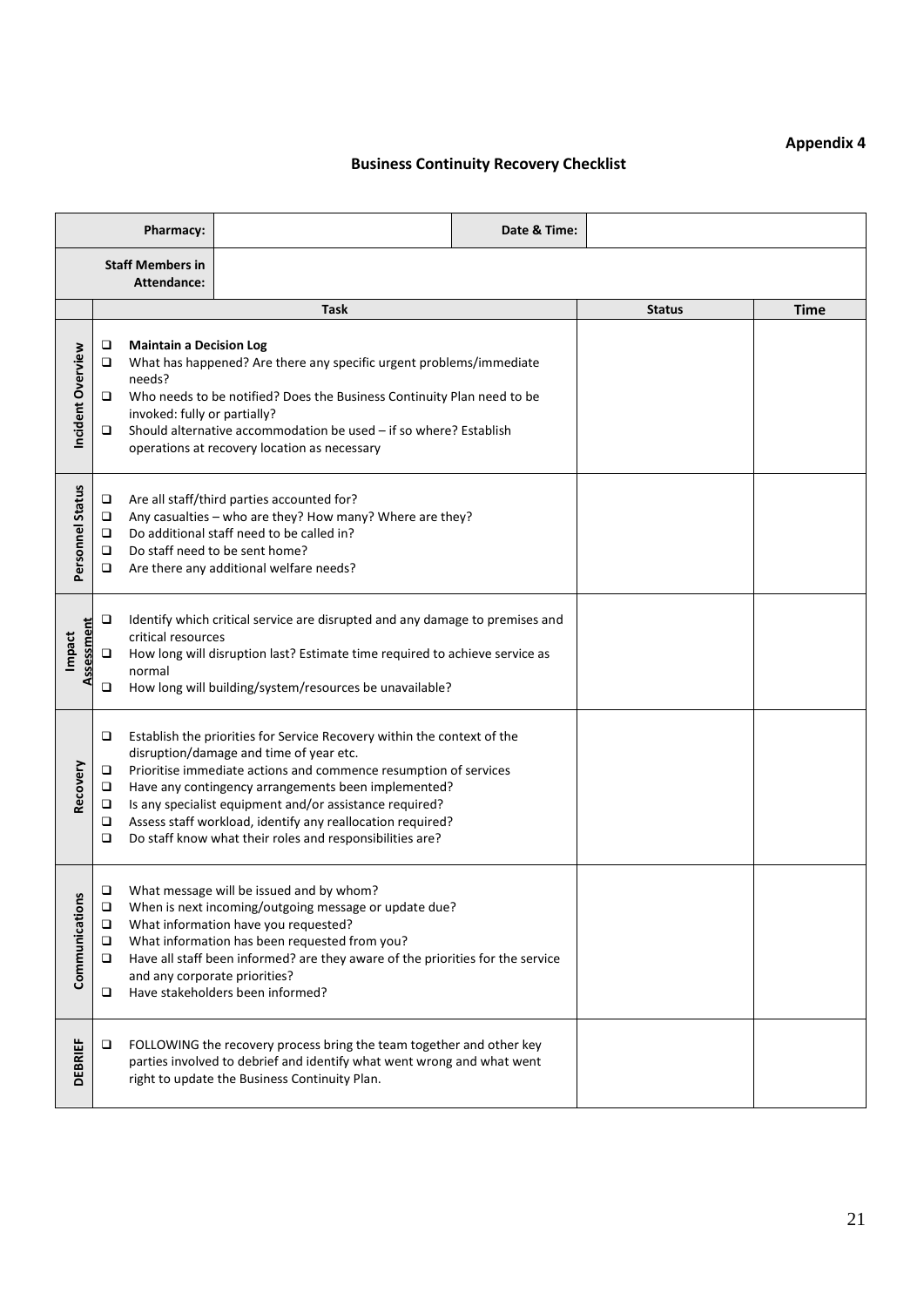**Appendix 4**

## Business Continuity Recovery Checklist

| **Pharmacy:** | | **Date & Time:** | |
|---|---|---|---|
| **Staff Members in Attendance:** | | | |

| | Task | Status | Time |
|---|---|---|---|
| **Incident Overview** | ❑ **Maintain a Decision Log**<br>❑ What has happened? Are there any specific urgent problems/immediate needs?<br>❑ Who needs to be notified? Does the Business Continuity Plan need to be invoked: fully or partially?<br>❑ Should alternative accommodation be used – if so where? Establish operations at recovery location as necessary | | |
| **Personnel Status** | ❑ Are all staff/third parties accounted for?<br>❑ Any casualties – who are they? How many? Where are they?<br>❑ Do additional staff need to be called in?<br>❑ Do staff need to be sent home?<br>❑ Are there any additional welfare needs? | | |
| **Impact Assessment** | ❑ Identify which critical service are disrupted and any damage to premises and critical resources<br>❑ How long will disruption last? Estimate time required to achieve service as normal<br>❑ How long will building/system/resources be unavailable? | | |
| **Recovery** | ❑ Establish the priorities for Service Recovery within the context of the disruption/damage and time of year etc.<br>❑ Prioritise immediate actions and commence resumption of services<br>❑ Have any contingency arrangements been implemented?<br>❑ Is any specialist equipment and/or assistance required?<br>❑ Assess staff workload, identify any reallocation required?<br>❑ Do staff know what their roles and responsibilities are? | | |
| **Communications** | ❑ What message will be issued and by whom?<br>❑ When is next incoming/outgoing message or update due?<br>❑ What information have you requested?<br>❑ What information has been requested from you?<br>❑ Have all staff been informed? are they aware of the priorities for the service and any corporate priorities?<br>❑ Have stakeholders been informed? | | |
| **DEBRIEF** | ❑ FOLLOWING the recovery process bring the team together and other key parties involved to debrief and identify what went wrong and what went right to update the Business Continuity Plan. | | |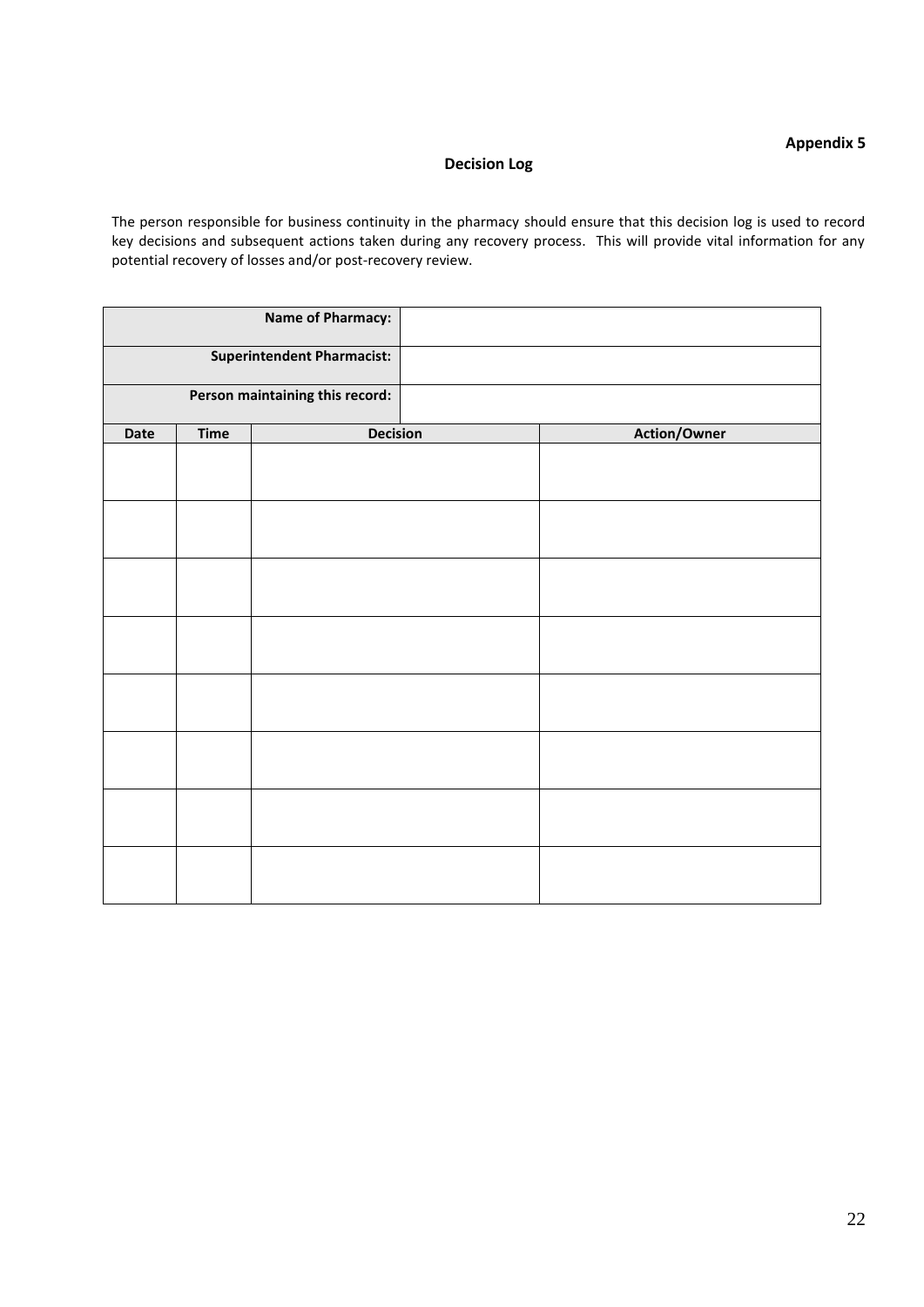**Appendix 5**

## Decision Log

The person responsible for business continuity in the pharmacy should ensure that this decision log is used to record key decisions and subsequent actions taken during any recovery process. This will provide vital information for any potential recovery of losses and/or post-recovery review.

| **Name of Pharmacy:** | |
|---|---|
| **Superintendent Pharmacist:** | |
| **Person maintaining this record:** | |

| Date | Time | Decision | Action/Owner |
|---|---|---|---|
| | | | |
| | | | |
| | | | |
| | | | |
| | | | |
| | | | |
| | | | |
| | | | |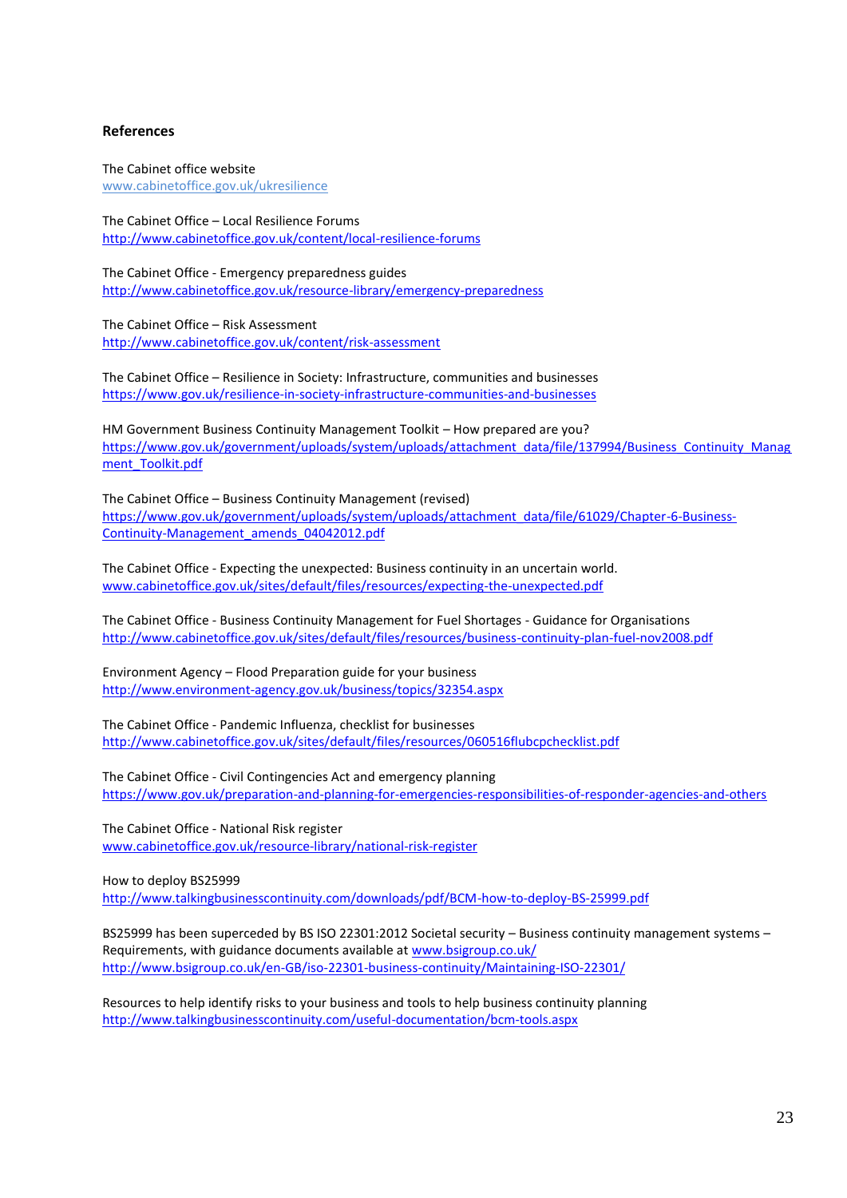**References**

The Cabinet office website
www.cabinetoffice.gov.uk/ukresilience

The Cabinet Office – Local Resilience Forums
http://www.cabinetoffice.gov.uk/content/local-resilience-forums

The Cabinet Office - Emergency preparedness guides
http://www.cabinetoffice.gov.uk/resource-library/emergency-preparedness

The Cabinet Office – Risk Assessment
http://www.cabinetoffice.gov.uk/content/risk-assessment

The Cabinet Office – Resilience in Society: Infrastructure, communities and businesses
https://www.gov.uk/resilience-in-society-infrastructure-communities-and-businesses

HM Government Business Continuity Management Toolkit – How prepared are you?
https://www.gov.uk/government/uploads/system/uploads/attachment_data/file/137994/Business_Continuity_Managment_Toolkit.pdf

The Cabinet Office – Business Continuity Management (revised)
https://www.gov.uk/government/uploads/system/uploads/attachment_data/file/61029/Chapter-6-Business-Continuity-Management_amends_04042012.pdf

The Cabinet Office - Expecting the unexpected: Business continuity in an uncertain world.
www.cabinetoffice.gov.uk/sites/default/files/resources/expecting-the-unexpected.pdf

The Cabinet Office - Business Continuity Management for Fuel Shortages - Guidance for Organisations
http://www.cabinetoffice.gov.uk/sites/default/files/resources/business-continuity-plan-fuel-nov2008.pdf

Environment Agency – Flood Preparation guide for your business
http://www.environment-agency.gov.uk/business/topics/32354.aspx

The Cabinet Office - Pandemic Influenza, checklist for businesses
http://www.cabinetoffice.gov.uk/sites/default/files/resources/060516flubcpchecklist.pdf

The Cabinet Office - Civil Contingencies Act and emergency planning
https://www.gov.uk/preparation-and-planning-for-emergencies-responsibilities-of-responder-agencies-and-others

The Cabinet Office - National Risk register
www.cabinetoffice.gov.uk/resource-library/national-risk-register

How to deploy BS25999
http://www.talkingbusinesscontinuity.com/downloads/pdf/BCM-how-to-deploy-BS-25999.pdf

BS25999 has been superceded by BS ISO 22301:2012 Societal security – Business continuity management systems – Requirements, with guidance documents available at www.bsigroup.co.uk/
http://www.bsigroup.co.uk/en-GB/iso-22301-business-continuity/Maintaining-ISO-22301/

Resources to help identify risks to your business and tools to help business continuity planning
http://www.talkingbusinesscontinuity.com/useful-documentation/bcm-tools.aspx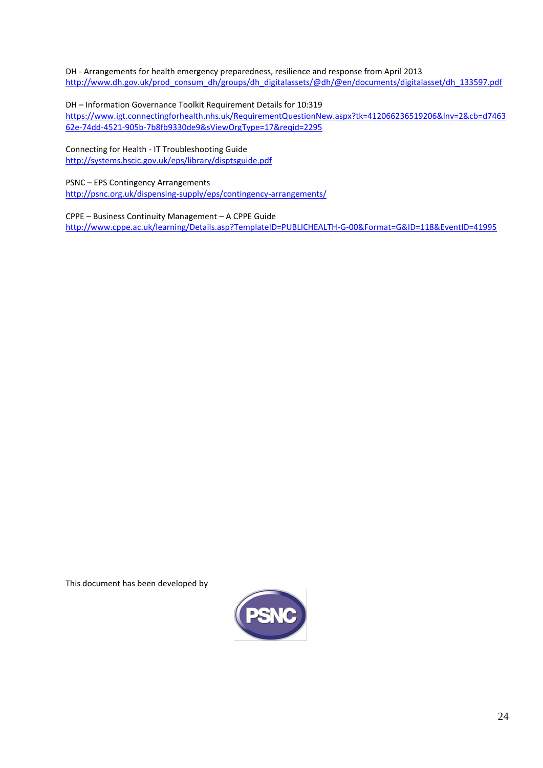DH - Arrangements for health emergency preparedness, resilience and response from April 2013
http://www.dh.gov.uk/prod_consum_dh/groups/dh_digitalassets/@dh/@en/documents/digitalasset/dh_133597.pdf

DH – Information Governance Toolkit Requirement Details for 10:319
https://www.igt.connectingforhealth.nhs.uk/RequirementQuestionNew.aspx?tk=412066236519206&lnv=2&cb=d746362e-74dd-4521-905b-7b8fb9330de9&sViewOrgType=17&reqid=2295

Connecting for Health - IT Troubleshooting Guide
http://systems.hscic.gov.uk/eps/library/disptsguide.pdf

PSNC – EPS Contingency Arrangements
http://psnc.org.uk/dispensing-supply/eps/contingency-arrangements/

CPPE – Business Continuity Management – A CPPE Guide
http://www.cppe.ac.uk/learning/Details.asp?TemplateID=PUBLICHEALTH-G-00&Format=G&ID=118&EventID=41995

This document has been developed by

PSNC